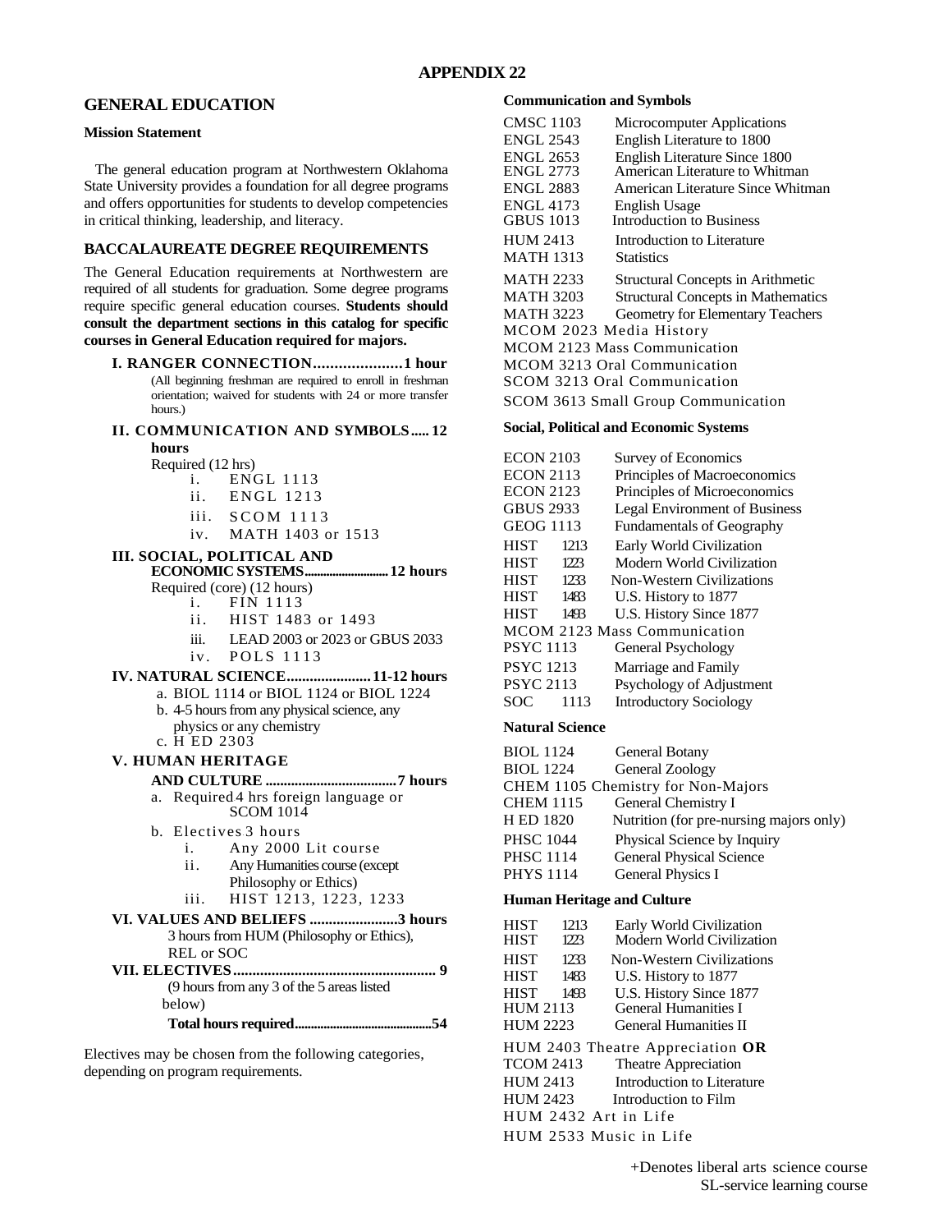# APPENDIX 22

## GENERAL EDUCATION

### Mission Statement

The general education program at Northwestern Oklahoma State University provides a foundation for all degree programs and offers opportunities for students to develop competencies in critical thinking, leadership, and literacy.

## BACCALAUREATE DEGREE REQUIREMENTS

The General Education requirements at Northwestern are required of all students for graduation. Some degree programs require specific general education courses. **Students should consult the department sections in this catalog for specific courses in General Education required for majors.**

**I. RANGER CONNECTION.....................1 hour**

(All beginning freshman are required to enroll in freshman orientation; waived for students with 24 or more transfer hours.)

**II. COMMUNICATION AND SYMBOLS..... 12 hours**

Required (12 hrs)

- i. ENGL 1113
- ii. ENGL 1213
- iii. SCOM 1113
- iv. MATH 1403 or 1513

**III. SOCIAL, POLITICAL AND ECONOMIC SYSTEMS.......................... 12 hours**

Required (core) (12 hours)

- i. FIN 1113
- ii. HIST 1483 or 1493
- iii. LEAD 2003 or 2023 or GBUS 2033
- iv. POLS 1113

**IV. NATURAL SCIENCE...................... 11-12 hours**

- a. BIOL 1114 or BIOL 1124 or BIOL 1224
- b. 4-5 hours from any physical science, any physics or any chemistry
- c. H ED 2303

**V. HUMAN HERITAGE AND CULTURE ...................................7 hours**

- a. Required 4 hrs foreign language or SCOM 1014
- b. Electives 3 hours
  - i. Any 2000 Lit course
  - ii. Any Humanities course (except Philosophy or Ethics)
  - iii. HIST 1213, 1223, 1233

**VI. VALUES AND BELIEFS .......................3 hours**

3 hours from HUM (Philosophy or Ethics), REL or SOC

**VII. ELECTIVES..................................................... 9**

(9 hours from any 3 of the 5 areas listed below)

**Total hours required..........................................54**

Electives may be chosen from the following categories, depending on program requirements.

### Communication and Symbols

| | |
|---|---|
| CMSC 1103 | Microcomputer Applications |
| ENGL 2543 | English Literature to 1800 |
| ENGL 2653 | English Literature Since 1800 |
| ENGL 2773 | American Literature to Whitman |
| ENGL 2883 | American Literature Since Whitman |
| ENGL 4173 | English Usage |
| GBUS 1013 | Introduction to Business |
| HUM 2413 | Introduction to Literature |
| MATH 1313 | Statistics |
| MATH 2233 | Structural Concepts in Arithmetic |
| MATH 3203 | Structural Concepts in Mathematics |
| MATH 3223 | Geometry for Elementary Teachers |
| MCOM 2023 | Media History |
| MCOM 2123 | Mass Communication |
| MCOM 3213 | Oral Communication |
| SCOM 3213 | Oral Communication |
| SCOM 3613 | Small Group Communication |

### Social, Political and Economic Systems

| | |
|---|---|
| ECON 2103 | Survey of Economics |
| ECON 2113 | Principles of Macroeconomics |
| ECON 2123 | Principles of Microeconomics |
| GBUS 2933 | Legal Environment of Business |
| GEOG 1113 | Fundamentals of Geography |
| HIST 1213 | Early World Civilization |
| HIST 1223 | Modern World Civilization |
| HIST 1233 | Non-Western Civilizations |
| HIST 1483 | U.S. History to 1877 |
| HIST 1493 | U.S. History Since 1877 |
| MCOM 2123 | Mass Communication |
| PSYC 1113 | General Psychology |
| PSYC 1213 | Marriage and Family |
| PSYC 2113 | Psychology of Adjustment |
| SOC 1113 | Introductory Sociology |

### Natural Science

| | |
|---|---|
| BIOL 1124 | General Botany |
| BIOL 1224 | General Zoology |
| CHEM 1105 | Chemistry for Non-Majors |
| CHEM 1115 | General Chemistry I |
| H ED 1820 | Nutrition (for pre-nursing majors only) |
| PHSC 1044 | Physical Science by Inquiry |
| PHSC 1114 | General Physical Science |
| PHYS 1114 | General Physics I |

### Human Heritage and Culture

| | |
|---|---|
| HIST 1213 | Early World Civilization |
| HIST 1223 | Modern World Civilization |
| HIST 1233 | Non-Western Civilizations |
| HIST 1483 | U.S. History to 1877 |
| HIST 1493 | U.S. History Since 1877 |
| HUM 2113 | General Humanities I |
| HUM 2223 | General Humanities II |
| HUM 2403 | Theatre Appreciation **OR** |
| TCOM 2413 | Theatre Appreciation |
| HUM 2413 | Introduction to Literature |
| HUM 2423 | Introduction to Film |
| HUM 2432 | Art in Life |
| HUM 2533 | Music in Life |

+Denotes liberal arts science course
SL-service learning course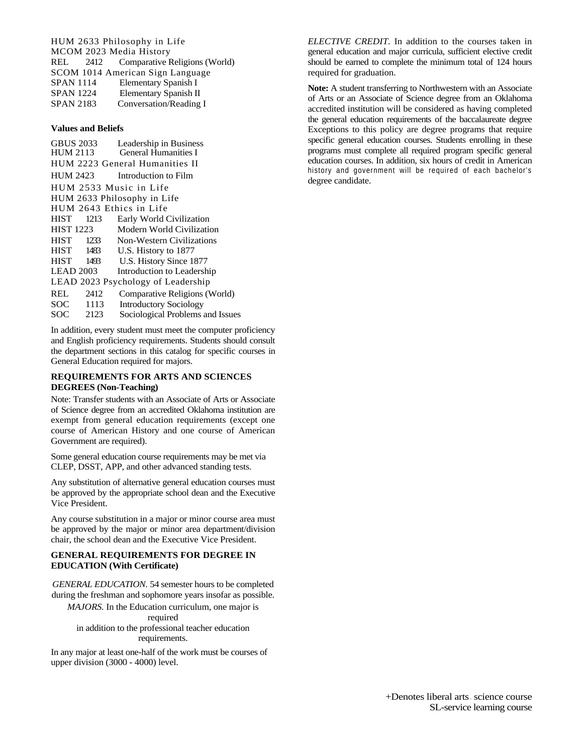HUM 2633 Philosophy in Life
MCOM 2023 Media History
REL 2412 Comparative Religions (World)
SCOM 1014 American Sign Language
SPAN 1114 Elementary Spanish I
SPAN 1224 Elementary Spanish II
SPAN 2183 Conversation/Reading I

**Values and Beliefs**

GBUS 2033 Leadership in Business
HUM 2113 General Humanities I
HUM 2223 General Humanities II
HUM 2423 Introduction to Film
HUM 2533 Music in Life
HUM 2633 Philosophy in Life
HUM 2643 Ethics in Life
HIST 1213 Early World Civilization
HIST 1223 Modern World Civilization
HIST 1233 Non-Western Civilizations
HIST 1483 U.S. History to 1877
HIST 1493 U.S. History Since 1877
LEAD 2003 Introduction to Leadership
LEAD 2023 Psychology of Leadership
REL 2412 Comparative Religions (World)
SOC 1113 Introductory Sociology
SOC 2123 Sociological Problems and Issues

In addition, every student must meet the computer proficiency and English proficiency requirements. Students should consult the department sections in this catalog for specific courses in General Education required for majors.

**REQUIREMENTS FOR ARTS AND SCIENCES DEGREES (Non-Teaching)**

Note: Transfer students with an Associate of Arts or Associate of Science degree from an accredited Oklahoma institution are exempt from general education requirements (except one course of American History and one course of American Government are required).

Some general education course requirements may be met via CLEP, DSST, APP, and other advanced standing tests.

Any substitution of alternative general education courses must be approved by the appropriate school dean and the Executive Vice President.

Any course substitution in a major or minor course area must be approved by the major or minor area department/division chair, the school dean and the Executive Vice President.

**GENERAL REQUIREMENTS FOR DEGREE IN EDUCATION (With Certificate)**

*GENERAL EDUCATION.* 54 semester hours to be completed during the freshman and sophomore years insofar as possible.

*MAJORS.* In the Education curriculum, one major is required in addition to the professional teacher education requirements.

In any major at least one-half of the work must be courses of upper division (3000 - 4000) level.

*ELECTIVE CREDIT.* In addition to the courses taken in general education and major curricula, sufficient elective credit should be earned to complete the minimum total of 124 hours required for graduation.

**Note:** A student transferring to Northwestern with an Associate of Arts or an Associate of Science degree from an Oklahoma accredited institution will be considered as having completed the general education requirements of the baccalaureate degree Exceptions to this policy are degree programs that require specific general education courses. Students enrolling in these programs must complete all required program specific general education courses. In addition, six hours of credit in American history and government will be required of each bachelor's degree candidate.

+Denotes liberal arts- science course
SL-service learning course